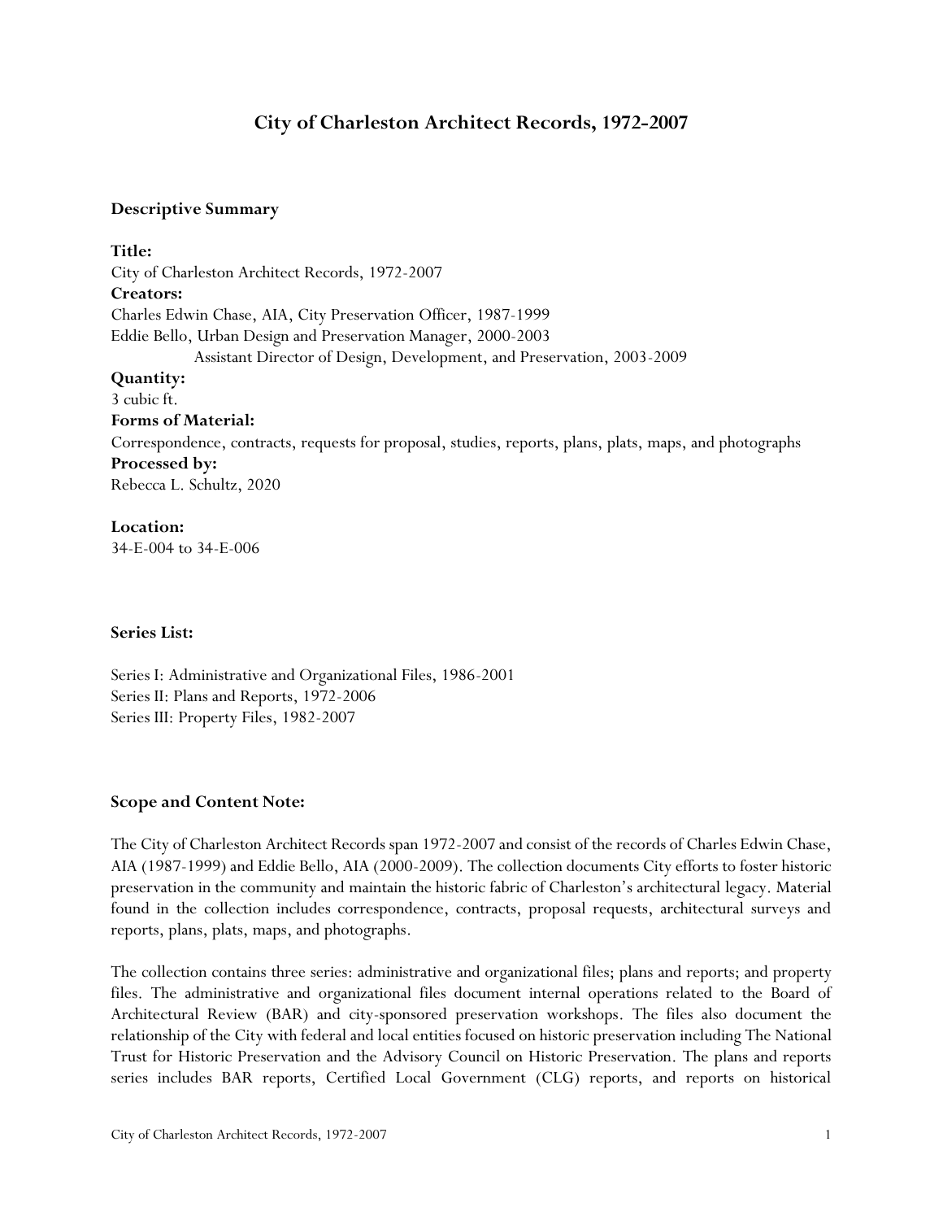# City of Charleston Architect Records, 1972-2007

### Descriptive Summary

**Title:**
City of Charleston Architect Records, 1972-2007

**Creators:**
Charles Edwin Chase, AIA, City Preservation Officer, 1987-1999
Eddie Bello, Urban Design and Preservation Manager, 2000-2003
Assistant Director of Design, Development, and Preservation, 2003-2009

**Quantity:**
3 cubic ft.

**Forms of Material:**
Correspondence, contracts, requests for proposal, studies, reports, plans, plats, maps, and photographs

**Processed by:**
Rebecca L. Schultz, 2020

**Location:**
34-E-004 to 34-E-006

### Series List:

Series I: Administrative and Organizational Files, 1986-2001
Series II: Plans and Reports, 1972-2006
Series III: Property Files, 1982-2007

### Scope and Content Note:

The City of Charleston Architect Records span 1972-2007 and consist of the records of Charles Edwin Chase, AIA (1987-1999) and Eddie Bello, AIA (2000-2009). The collection documents City efforts to foster historic preservation in the community and maintain the historic fabric of Charleston's architectural legacy. Material found in the collection includes correspondence, contracts, proposal requests, architectural surveys and reports, plans, plats, maps, and photographs.

The collection contains three series: administrative and organizational files; plans and reports; and property files. The administrative and organizational files document internal operations related to the Board of Architectural Review (BAR) and city-sponsored preservation workshops. The files also document the relationship of the City with federal and local entities focused on historic preservation including The National Trust for Historic Preservation and the Advisory Council on Historic Preservation. The plans and reports series includes BAR reports, Certified Local Government (CLG) reports, and reports on historical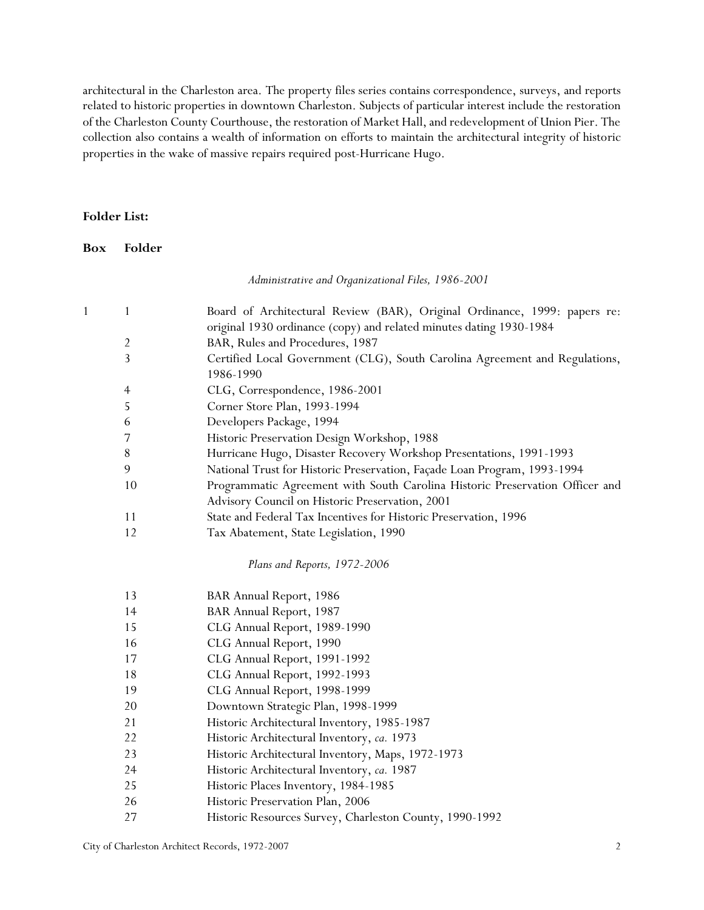architectural in the Charleston area. The property files series contains correspondence, surveys, and reports related to historic properties in downtown Charleston. Subjects of particular interest include the restoration of the Charleston County Courthouse, the restoration of Market Hall, and redevelopment of Union Pier. The collection also contains a wealth of information on efforts to maintain the architectural integrity of historic properties in the wake of massive repairs required post-Hurricane Hugo.

**Folder List:**

| Box | Folder | |
|---|---|---|
| | | *Administrative and Organizational Files, 1986-2001* |
| 1 | 1 | Board of Architectural Review (BAR), Original Ordinance, 1999: papers re: original 1930 ordinance (copy) and related minutes dating 1930-1984 |
| | 2 | BAR, Rules and Procedures, 1987 |
| | 3 | Certified Local Government (CLG), South Carolina Agreement and Regulations, 1986-1990 |
| | 4 | CLG, Correspondence, 1986-2001 |
| | 5 | Corner Store Plan, 1993-1994 |
| | 6 | Developers Package, 1994 |
| | 7 | Historic Preservation Design Workshop, 1988 |
| | 8 | Hurricane Hugo, Disaster Recovery Workshop Presentations, 1991-1993 |
| | 9 | National Trust for Historic Preservation, Façade Loan Program, 1993-1994 |
| | 10 | Programmatic Agreement with South Carolina Historic Preservation Officer and Advisory Council on Historic Preservation, 2001 |
| | 11 | State and Federal Tax Incentives for Historic Preservation, 1996 |
| | 12 | Tax Abatement, State Legislation, 1990 |
| | | *Plans and Reports, 1972-2006* |
| | 13 | BAR Annual Report, 1986 |
| | 14 | BAR Annual Report, 1987 |
| | 15 | CLG Annual Report, 1989-1990 |
| | 16 | CLG Annual Report, 1990 |
| | 17 | CLG Annual Report, 1991-1992 |
| | 18 | CLG Annual Report, 1992-1993 |
| | 19 | CLG Annual Report, 1998-1999 |
| | 20 | Downtown Strategic Plan, 1998-1999 |
| | 21 | Historic Architectural Inventory, 1985-1987 |
| | 22 | Historic Architectural Inventory, *ca.* 1973 |
| | 23 | Historic Architectural Inventory, Maps, 1972-1973 |
| | 24 | Historic Architectural Inventory, *ca.* 1987 |
| | 25 | Historic Places Inventory, 1984-1985 |
| | 26 | Historic Preservation Plan, 2006 |
| | 27 | Historic Resources Survey, Charleston County, 1990-1992 |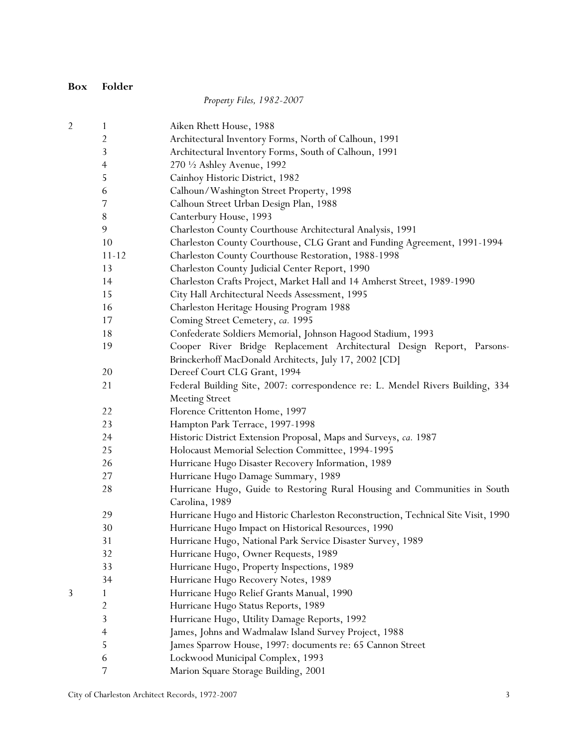| Box | Folder | |
|---|---|---|
| | | *Property Files, 1982-2007* |
| 2 | 1 | Aiken Rhett House, 1988 |
| | 2 | Architectural Inventory Forms, North of Calhoun, 1991 |
| | 3 | Architectural Inventory Forms, South of Calhoun, 1991 |
| | 4 | 270 ½ Ashley Avenue, 1992 |
| | 5 | Cainhoy Historic District, 1982 |
| | 6 | Calhoun/Washington Street Property, 1998 |
| | 7 | Calhoun Street Urban Design Plan, 1988 |
| | 8 | Canterbury House, 1993 |
| | 9 | Charleston County Courthouse Architectural Analysis, 1991 |
| | 10 | Charleston County Courthouse, CLG Grant and Funding Agreement, 1991-1994 |
| | 11-12 | Charleston County Courthouse Restoration, 1988-1998 |
| | 13 | Charleston County Judicial Center Report, 1990 |
| | 14 | Charleston Crafts Project, Market Hall and 14 Amherst Street, 1989-1990 |
| | 15 | City Hall Architectural Needs Assessment, 1995 |
| | 16 | Charleston Heritage Housing Program 1988 |
| | 17 | Coming Street Cemetery, *ca.* 1995 |
| | 18 | Confederate Soldiers Memorial, Johnson Hagood Stadium, 1993 |
| | 19 | Cooper River Bridge Replacement Architectural Design Report, Parsons-Brinckerhoff MacDonald Architects, July 17, 2002 [CD] |
| | 20 | Dereef Court CLG Grant, 1994 |
| | 21 | Federal Building Site, 2007: correspondence re: L. Mendel Rivers Building, 334 Meeting Street |
| | 22 | Florence Crittenton Home, 1997 |
| | 23 | Hampton Park Terrace, 1997-1998 |
| | 24 | Historic District Extension Proposal, Maps and Surveys, *ca.* 1987 |
| | 25 | Holocaust Memorial Selection Committee, 1994-1995 |
| | 26 | Hurricane Hugo Disaster Recovery Information, 1989 |
| | 27 | Hurricane Hugo Damage Summary, 1989 |
| | 28 | Hurricane Hugo, Guide to Restoring Rural Housing and Communities in South Carolina, 1989 |
| | 29 | Hurricane Hugo and Historic Charleston Reconstruction, Technical Site Visit, 1990 |
| | 30 | Hurricane Hugo Impact on Historical Resources, 1990 |
| | 31 | Hurricane Hugo, National Park Service Disaster Survey, 1989 |
| | 32 | Hurricane Hugo, Owner Requests, 1989 |
| | 33 | Hurricane Hugo, Property Inspections, 1989 |
| | 34 | Hurricane Hugo Recovery Notes, 1989 |
| 3 | 1 | Hurricane Hugo Relief Grants Manual, 1990 |
| | 2 | Hurricane Hugo Status Reports, 1989 |
| | 3 | Hurricane Hugo, Utility Damage Reports, 1992 |
| | 4 | James, Johns and Wadmalaw Island Survey Project, 1988 |
| | 5 | James Sparrow House, 1997: documents re: 65 Cannon Street |
| | 6 | Lockwood Municipal Complex, 1993 |
| | 7 | Marion Square Storage Building, 2001 |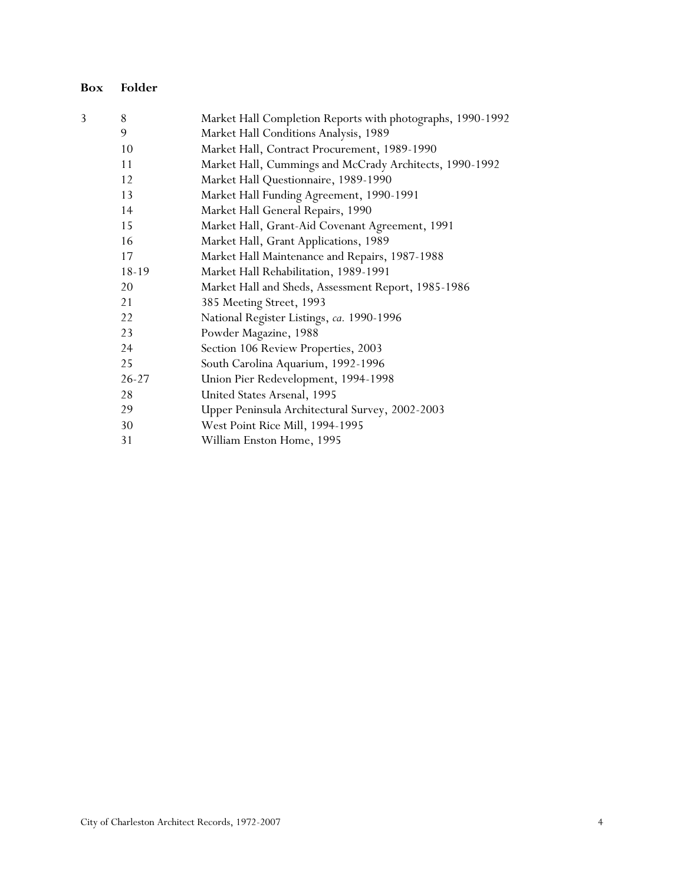| Box | Folder | |
|---|---|---|
| 3 | 8 | Market Hall Completion Reports with photographs, 1990-1992 |
| | 9 | Market Hall Conditions Analysis, 1989 |
| | 10 | Market Hall, Contract Procurement, 1989-1990 |
| | 11 | Market Hall, Cummings and McCrady Architects, 1990-1992 |
| | 12 | Market Hall Questionnaire, 1989-1990 |
| | 13 | Market Hall Funding Agreement, 1990-1991 |
| | 14 | Market Hall General Repairs, 1990 |
| | 15 | Market Hall, Grant-Aid Covenant Agreement, 1991 |
| | 16 | Market Hall, Grant Applications, 1989 |
| | 17 | Market Hall Maintenance and Repairs, 1987-1988 |
| | 18-19 | Market Hall Rehabilitation, 1989-1991 |
| | 20 | Market Hall and Sheds, Assessment Report, 1985-1986 |
| | 21 | 385 Meeting Street, 1993 |
| | 22 | National Register Listings, *ca.* 1990-1996 |
| | 23 | Powder Magazine, 1988 |
| | 24 | Section 106 Review Properties, 2003 |
| | 25 | South Carolina Aquarium, 1992-1996 |
| | 26-27 | Union Pier Redevelopment, 1994-1998 |
| | 28 | United States Arsenal, 1995 |
| | 29 | Upper Peninsula Architectural Survey, 2002-2003 |
| | 30 | West Point Rice Mill, 1994-1995 |
| | 31 | William Enston Home, 1995 |